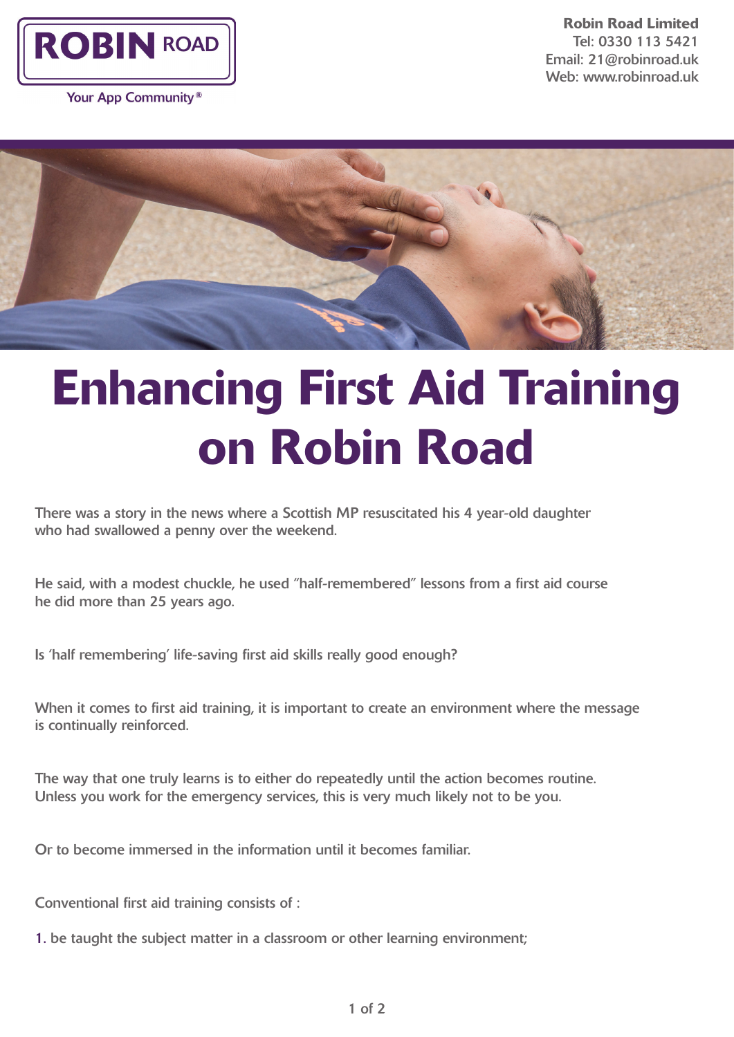ROBIN ROAD

Your App Community®

**Robin Road Limited**
Tel: 0330 113 5421
Email: 21@robinroad.uk
Web: www.robinroad.uk

# Enhancing First Aid Training on Robin Road

There was a story in the news where a Scottish MP resuscitated his 4 year-old daughter who had swallowed a penny over the weekend.

He said, with a modest chuckle, he used "half-remembered" lessons from a first aid course he did more than 25 years ago.

Is 'half remembering' life-saving first aid skills really good enough?

When it comes to first aid training, it is important to create an environment where the message is continually reinforced.

The way that one truly learns is to either do repeatedly until the action becomes routine. Unless you work for the emergency services, this is very much likely not to be you.

Or to become immersed in the information until it becomes familiar.

Conventional first aid training consists of :

1. be taught the subject matter in a classroom or other learning environment;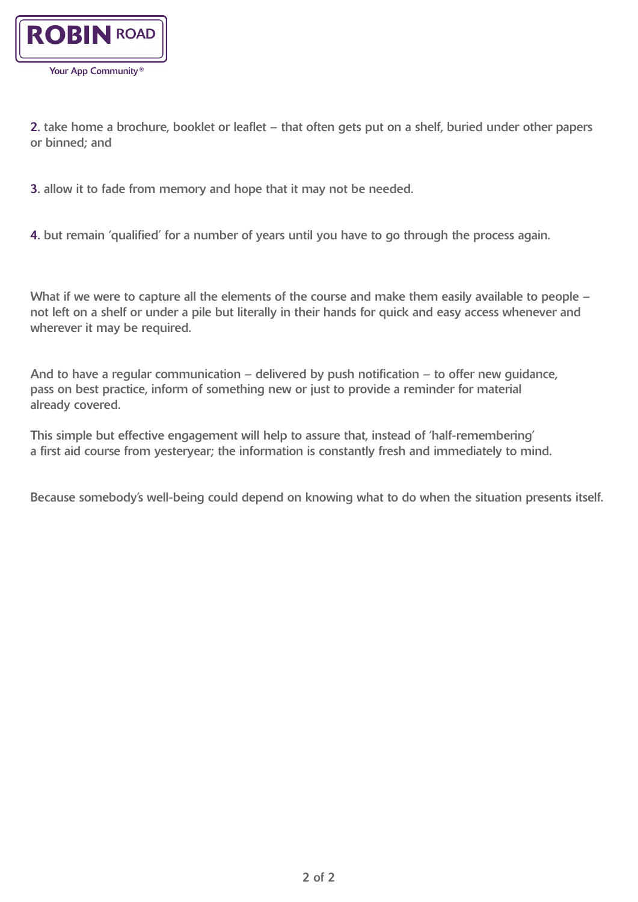2. take home a brochure, booklet or leaflet – that often gets put on a shelf, buried under other papers or binned; and

3. allow it to fade from memory and hope that it may not be needed.

4. but remain 'qualified' for a number of years until you have to go through the process again.

What if we were to capture all the elements of the course and make them easily available to people – not left on a shelf or under a pile but literally in their hands for quick and easy access whenever and wherever it may be required.

And to have a regular communication – delivered by push notification – to offer new guidance, pass on best practice, inform of something new or just to provide a reminder for material already covered.

This simple but effective engagement will help to assure that, instead of 'half-remembering' a first aid course from yesteryear; the information is constantly fresh and immediately to mind.

Because somebody's well-being could depend on knowing what to do when the situation presents itself.